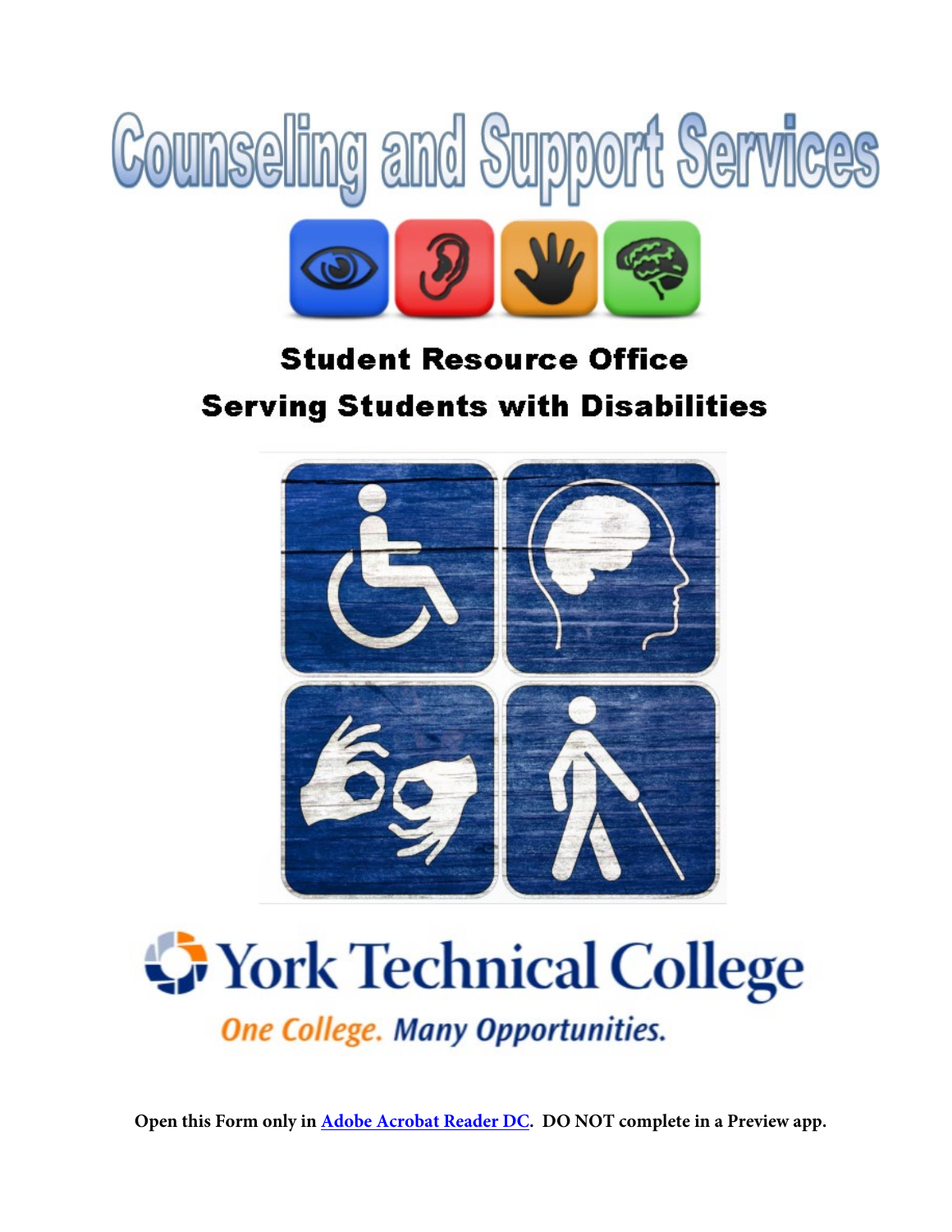# Counseling and Support Services

## Student Resource Office
## Serving Students with Disabilities

York Technical College

*One College. Many Opportunities.*

**Open this Form only in Adobe Acrobat Reader DC. DO NOT complete in a Preview app.**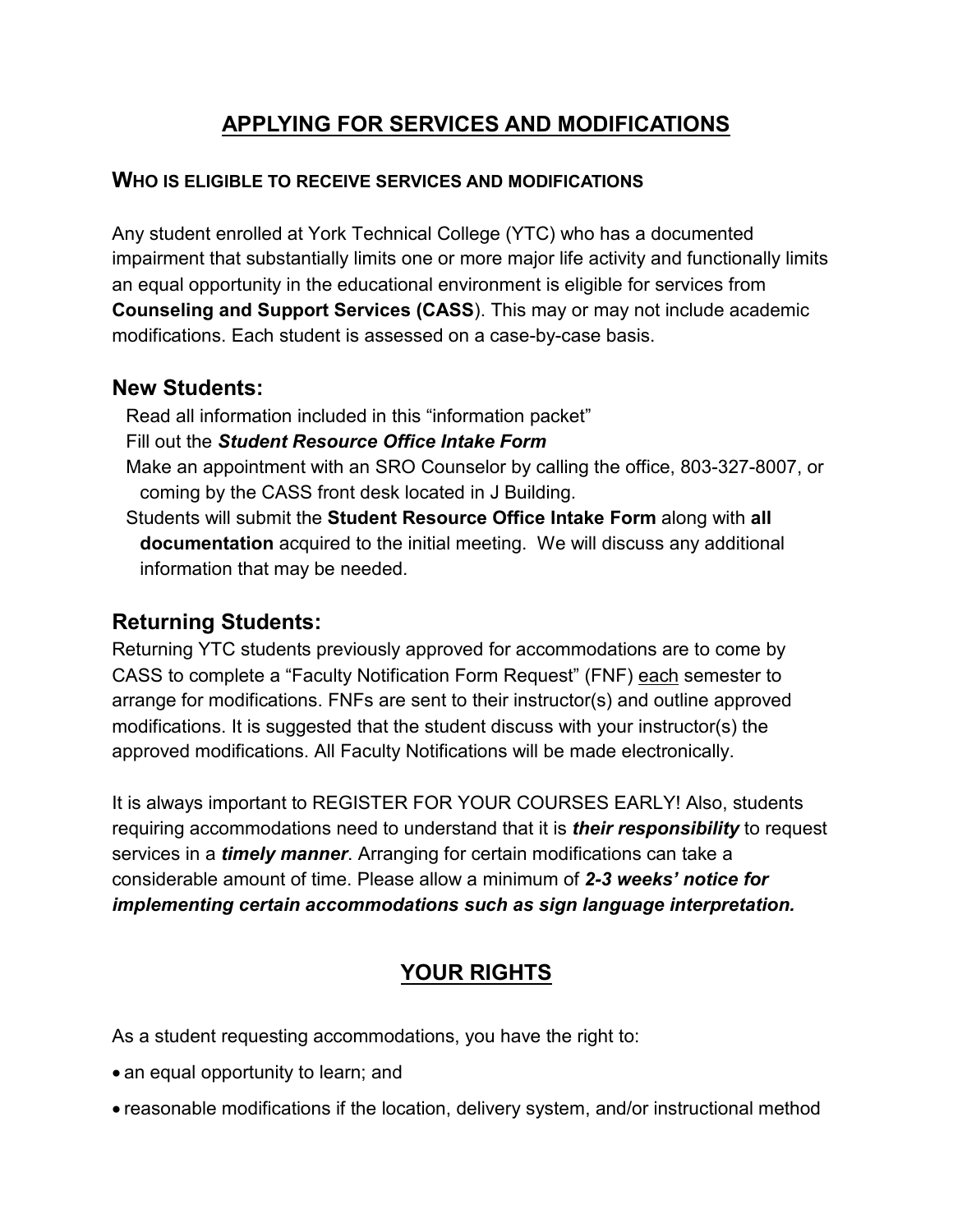# APPLYING FOR SERVICES AND MODIFICATIONS

## WHO IS ELIGIBLE TO RECEIVE SERVICES AND MODIFICATIONS

Any student enrolled at York Technical College (YTC) who has a documented impairment that substantially limits one or more major life activity and functionally limits an equal opportunity in the educational environment is eligible for services from **Counseling and Support Services (CASS**). This may or may not include academic modifications. Each student is assessed on a case-by-case basis.

## New Students:

Read all information included in this "information packet"

Fill out the ***Student Resource Office Intake Form***

Make an appointment with an SRO Counselor by calling the office, 803-327-8007, or coming by the CASS front desk located in J Building.

Students will submit the **Student Resource Office Intake Form** along with **all documentation** acquired to the initial meeting. We will discuss any additional information that may be needed.

## Returning Students:

Returning YTC students previously approved for accommodations are to come by CASS to complete a "Faculty Notification Form Request" (FNF) each semester to arrange for modifications. FNFs are sent to their instructor(s) and outline approved modifications. It is suggested that the student discuss with your instructor(s) the approved modifications. All Faculty Notifications will be made electronically.

It is always important to REGISTER FOR YOUR COURSES EARLY! Also, students requiring accommodations need to understand that it is ***their responsibility*** to request services in a ***timely manner***. Arranging for certain modifications can take a considerable amount of time. Please allow a minimum of ***2-3 weeks' notice for implementing certain accommodations such as sign language interpretation.***

# YOUR RIGHTS

As a student requesting accommodations, you have the right to:

- an equal opportunity to learn; and
- reasonable modifications if the location, delivery system, and/or instructional method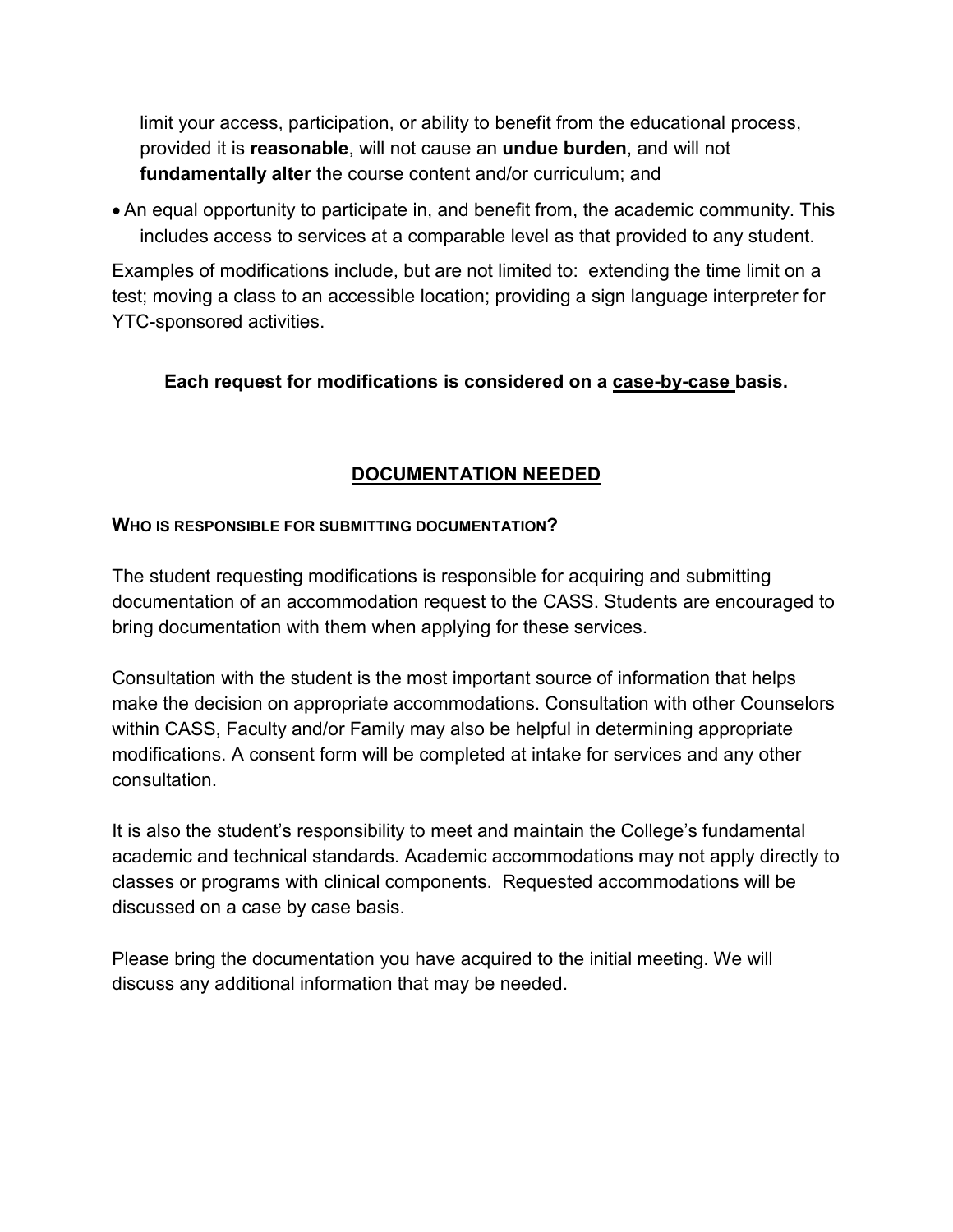limit your access, participation, or ability to benefit from the educational process, provided it is **reasonable**, will not cause an **undue burden**, and will not **fundamentally alter** the course content and/or curriculum; and

- An equal opportunity to participate in, and benefit from, the academic community. This includes access to services at a comparable level as that provided to any student.

Examples of modifications include, but are not limited to: extending the time limit on a test; moving a class to an accessible location; providing a sign language interpreter for YTC-sponsored activities.

**Each request for modifications is considered on a <u>case-by-case</u> basis.**

## <u>DOCUMENTATION NEEDED</u>

### WHO IS RESPONSIBLE FOR SUBMITTING DOCUMENTATION?

The student requesting modifications is responsible for acquiring and submitting documentation of an accommodation request to the CASS. Students are encouraged to bring documentation with them when applying for these services.

Consultation with the student is the most important source of information that helps make the decision on appropriate accommodations. Consultation with other Counselors within CASS, Faculty and/or Family may also be helpful in determining appropriate modifications. A consent form will be completed at intake for services and any other consultation.

It is also the student's responsibility to meet and maintain the College's fundamental academic and technical standards. Academic accommodations may not apply directly to classes or programs with clinical components. Requested accommodations will be discussed on a case by case basis.

Please bring the documentation you have acquired to the initial meeting. We will discuss any additional information that may be needed.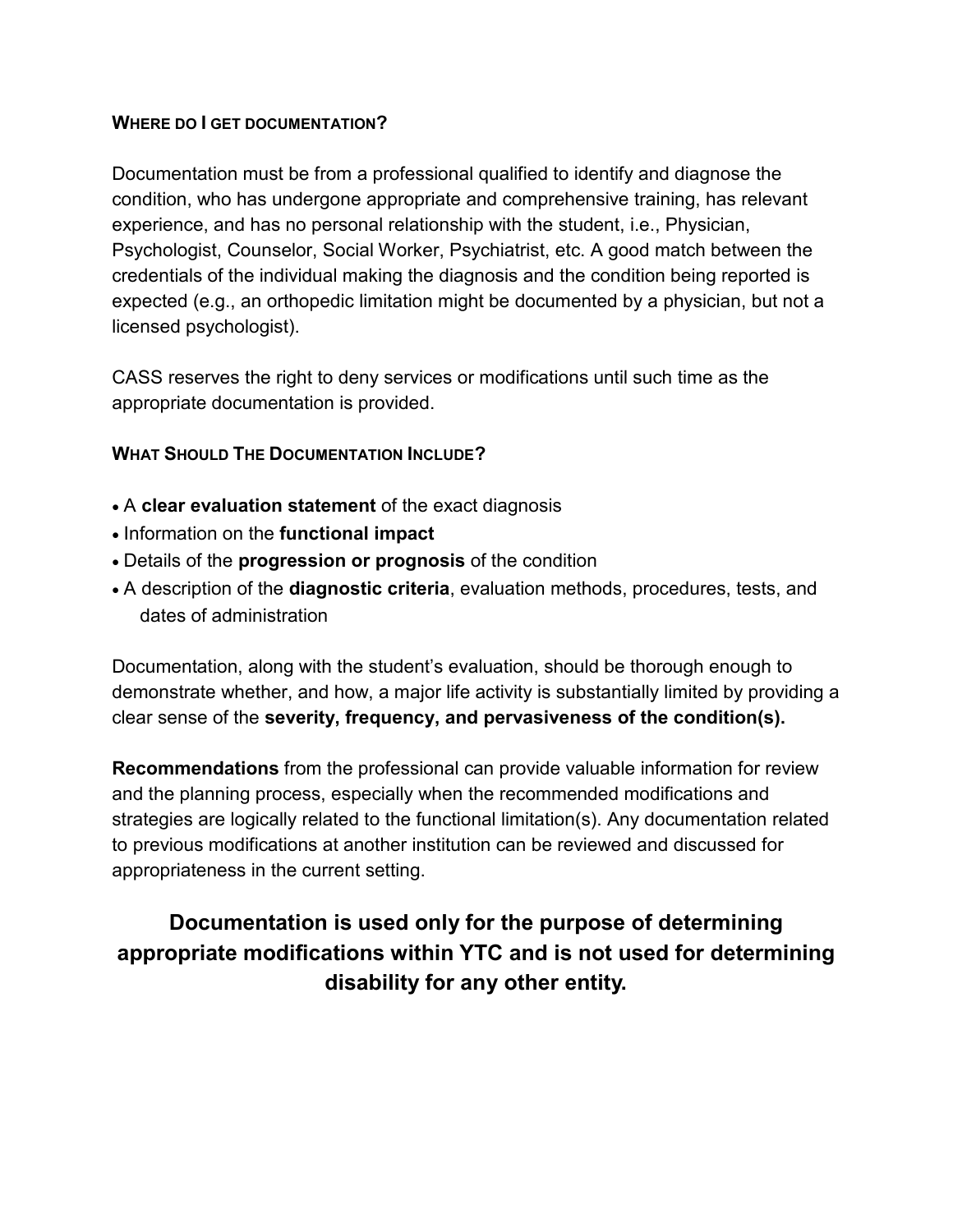### WHERE DO I GET DOCUMENTATION?

Documentation must be from a professional qualified to identify and diagnose the condition, who has undergone appropriate and comprehensive training, has relevant experience, and has no personal relationship with the student, i.e., Physician, Psychologist, Counselor, Social Worker, Psychiatrist, etc. A good match between the credentials of the individual making the diagnosis and the condition being reported is expected (e.g., an orthopedic limitation might be documented by a physician, but not a licensed psychologist).

CASS reserves the right to deny services or modifications until such time as the appropriate documentation is provided.

### WHAT SHOULD THE DOCUMENTATION INCLUDE?

- A **clear evaluation statement** of the exact diagnosis
- Information on the **functional impact**
- Details of the **progression or prognosis** of the condition
- A description of the **diagnostic criteria**, evaluation methods, procedures, tests, and dates of administration

Documentation, along with the student's evaluation, should be thorough enough to demonstrate whether, and how, a major life activity is substantially limited by providing a clear sense of the **severity, frequency, and pervasiveness of the condition(s).**

**Recommendations** from the professional can provide valuable information for review and the planning process, especially when the recommended modifications and strategies are logically related to the functional limitation(s). Any documentation related to previous modifications at another institution can be reviewed and discussed for appropriateness in the current setting.

**Documentation is used only for the purpose of determining appropriate modifications within YTC and is not used for determining disability for any other entity.**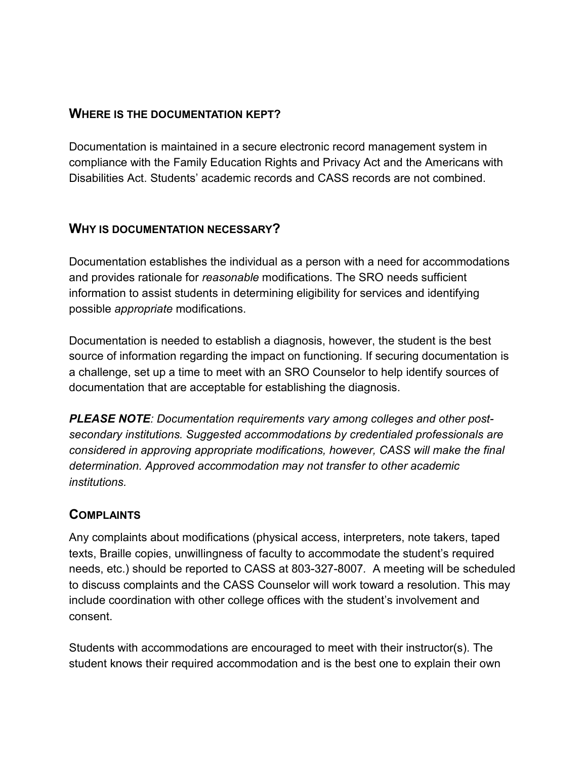## Where is the documentation kept?

Documentation is maintained in a secure electronic record management system in compliance with the Family Education Rights and Privacy Act and the Americans with Disabilities Act. Students' academic records and CASS records are not combined.

## Why is documentation necessary?

Documentation establishes the individual as a person with a need for accommodations and provides rationale for *reasonable* modifications. The SRO needs sufficient information to assist students in determining eligibility for services and identifying possible *appropriate* modifications.

Documentation is needed to establish a diagnosis, however, the student is the best source of information regarding the impact on functioning. If securing documentation is a challenge, set up a time to meet with an SRO Counselor to help identify sources of documentation that are acceptable for establishing the diagnosis.

***PLEASE NOTE****: Documentation requirements vary among colleges and other post-secondary institutions. Suggested accommodations by credentialed professionals are considered in approving appropriate modifications, however, CASS will make the final determination. Approved accommodation may not transfer to other academic institutions.*

## Complaints

Any complaints about modifications (physical access, interpreters, note takers, taped texts, Braille copies, unwillingness of faculty to accommodate the student's required needs, etc.) should be reported to CASS at 803-327-8007. A meeting will be scheduled to discuss complaints and the CASS Counselor will work toward a resolution. This may include coordination with other college offices with the student's involvement and consent.

Students with accommodations are encouraged to meet with their instructor(s). The student knows their required accommodation and is the best one to explain their own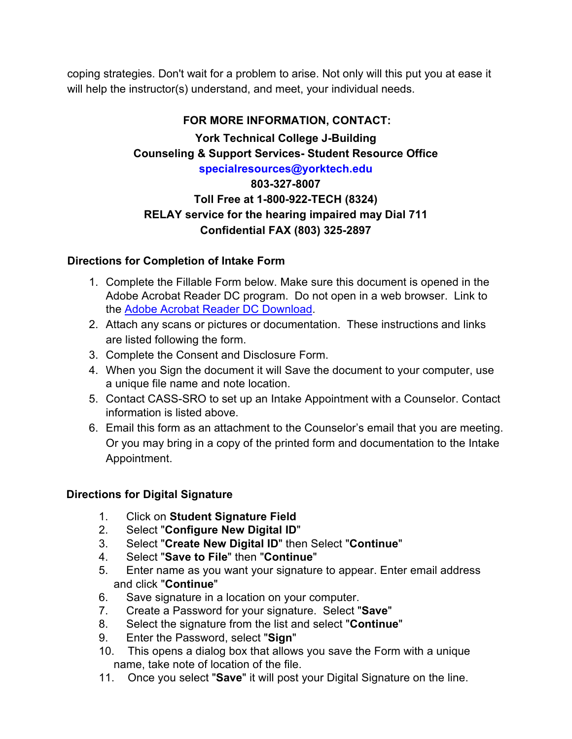coping strategies. Don't wait for a problem to arise. Not only will this put you at ease it will help the instructor(s) understand, and meet, your individual needs.

**FOR MORE INFORMATION, CONTACT:**

**York Technical College J-Building**
**Counseling & Support Services- Student Resource Office**
**specialresources@yorktech.edu**
**803-327-8007**
**Toll Free at 1-800-922-TECH (8324)**
**RELAY service for the hearing impaired may Dial 711**
**Confidential FAX (803) 325-2897**

### Directions for Completion of Intake Form

1. Complete the Fillable Form below. Make sure this document is opened in the Adobe Acrobat Reader DC program. Do not open in a web browser. Link to the Adobe Acrobat Reader DC Download.
2. Attach any scans or pictures or documentation. These instructions and links are listed following the form.
3. Complete the Consent and Disclosure Form.
4. When you Sign the document it will Save the document to your computer, use a unique file name and note location.
5. Contact CASS-SRO to set up an Intake Appointment with a Counselor. Contact information is listed above.
6. Email this form as an attachment to the Counselor's email that you are meeting. Or you may bring in a copy of the printed form and documentation to the Intake Appointment.

### Directions for Digital Signature

1. Click on **Student Signature Field**
2. Select "**Configure New Digital ID**"
3. Select "**Create New Digital ID**" then Select "**Continue**"
4. Select "**Save to File**" then "**Continue**"
5. Enter name as you want your signature to appear. Enter email address and click "**Continue**"
6. Save signature in a location on your computer.
7. Create a Password for your signature. Select "**Save**"
8. Select the signature from the list and select "**Continue**"
9. Enter the Password, select "**Sign**"
10. This opens a dialog box that allows you save the Form with a unique name, take note of location of the file.
11. Once you select "**Save**" it will post your Digital Signature on the line.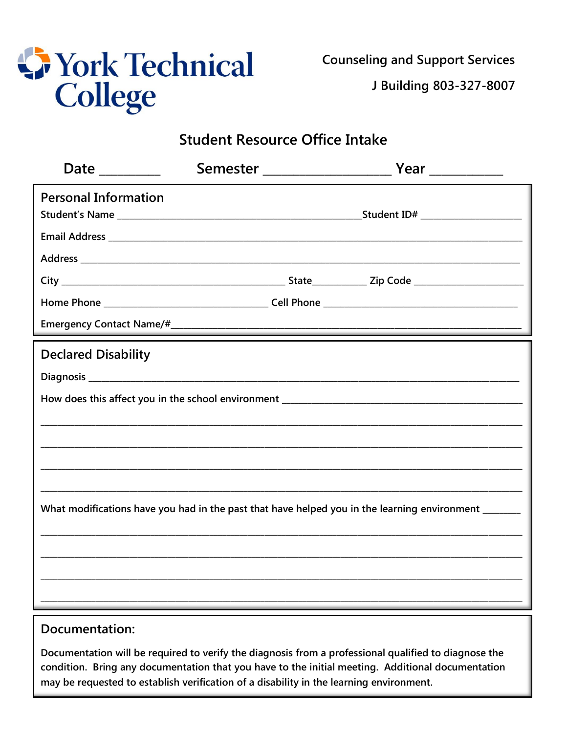York Technical College

Counseling and Support Services

J Building 803-327-8007

# Student Resource Office Intake

Date _________ Semester ___________________ Year ___________

## Personal Information

Student's Name ____________________________________________________Student ID# _____________________

Email Address ________________________________________________________________________________

Address ______________________________________________________________________________________

City ______________________________________________ State___________ Zip Code ______________________

Home Phone _________________________________ Cell Phone ________________________________________

Emergency Contact Name/#______________________________________________________________________

## Declared Disability

Diagnosis _____________________________________________________________________________________

How does this affect you in the school environment _________________________________________________

______________________________________________________________________________________________

______________________________________________________________________________________________

______________________________________________________________________________________________

______________________________________________________________________________________________

What modifications have you had in the past that have helped you in the learning environment ________

______________________________________________________________________________________________

______________________________________________________________________________________________

______________________________________________________________________________________________

______________________________________________________________________________________________

## Documentation:

Documentation will be required to verify the diagnosis from a professional qualified to diagnose the condition. Bring any documentation that you have to the initial meeting. Additional documentation may be requested to establish verification of a disability in the learning environment.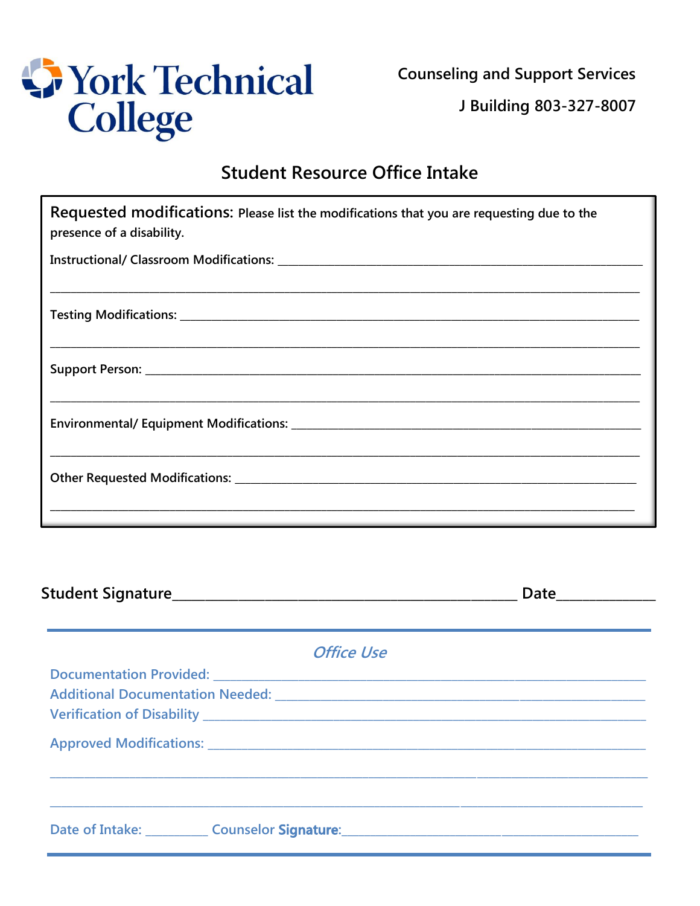York Technical College

Counseling and Support Services

J Building 803-327-8007

# Student Resource Office Intake

**Requested modifications:** Please list the modifications that you are requesting due to the presence of a disability.

Instructional/ Classroom Modifications: ________________________________________________

________________________________________________________________________________

Testing Modifications: ___________________________________________________________

________________________________________________________________________________

Support Person: ________________________________________________________________

________________________________________________________________________________

Environmental/ Equipment Modifications: ______________________________________________

________________________________________________________________________________

Other Requested Modifications: ____________________________________________________

________________________________________________________________________________

**Student Signature**________________________________________ **Date**____________

---

*Office Use*

Documentation Provided: ________________________________________________________

Additional Documentation Needed: ________________________________________________

Verification of Disability ________________________________________________________

Approved Modifications: ________________________________________________________

________________________________________________________________________________

________________________________________________________________________________

Date of Intake: _________ Counselor **Signature**:________________________________________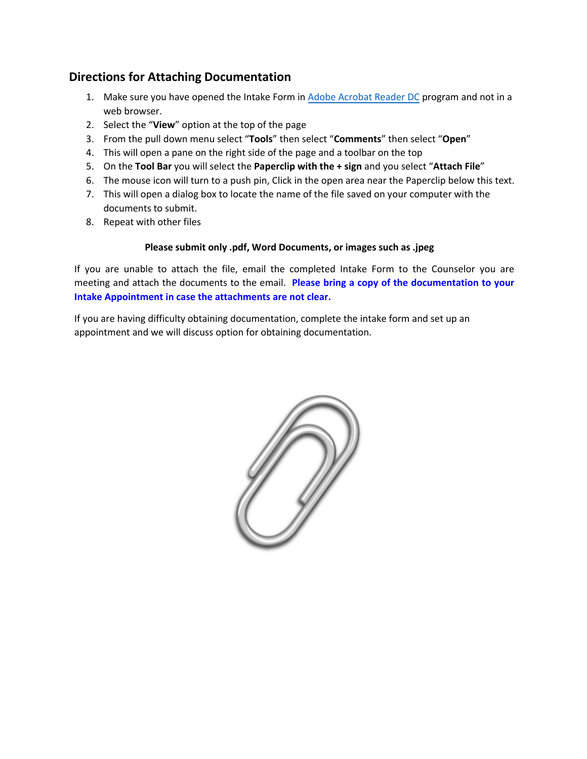## Directions for Attaching Documentation

1. Make sure you have opened the Intake Form in [Adobe Acrobat Reader DC]() program and not in a web browser.
2. Select the "**View**" option at the top of the page
3. From the pull down menu select "**Tools**" then select "**Comments**" then select "**Open**"
4. This will open a pane on the right side of the page and a toolbar on the top
5. On the **Tool Bar** you will select the **Paperclip with the + sign** and you select "**Attach File**"
6. The mouse icon will turn to a push pin, Click in the open area near the Paperclip below this text.
7. This will open a dialog box to locate the name of the file saved on your computer with the documents to submit.
8. Repeat with other files

**Please submit only .pdf, Word Documents, or images such as .jpeg**

If you are unable to attach the file, email the completed Intake Form to the Counselor you are meeting and attach the documents to the email. **Please bring a copy of the documentation to your Intake Appointment in case the attachments are not clear.**

If you are having difficulty obtaining documentation, complete the intake form and set up an appointment and we will discuss option for obtaining documentation.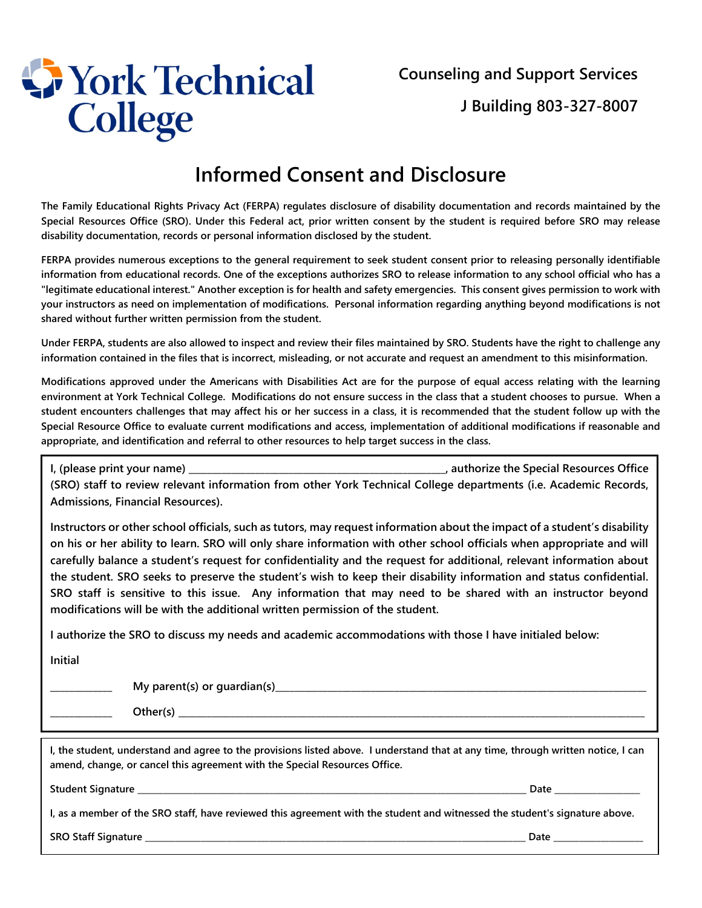York Technical College

**Counseling and Support Services**

**J Building 803-327-8007**

# Informed Consent and Disclosure

**The Family Educational Rights Privacy Act (FERPA) regulates disclosure of disability documentation and records maintained by the Special Resources Office (SRO). Under this Federal act, prior written consent by the student is required before SRO may release disability documentation, records or personal information disclosed by the student.**

**FERPA provides numerous exceptions to the general requirement to seek student consent prior to releasing personally identifiable information from educational records. One of the exceptions authorizes SRO to release information to any school official who has a "legitimate educational interest." Another exception is for health and safety emergencies. This consent gives permission to work with your instructors as need on implementation of modifications. Personal information regarding anything beyond modifications is not shared without further written permission from the student.**

**Under FERPA, students are also allowed to inspect and review their files maintained by SRO. Students have the right to challenge any information contained in the files that is incorrect, misleading, or not accurate and request an amendment to this misinformation.**

**Modifications approved under the Americans with Disabilities Act are for the purpose of equal access relating with the learning environment at York Technical College. Modifications do not ensure success in the class that a student chooses to pursue. When a student encounters challenges that may affect his or her success in a class, it is recommended that the student follow up with the Special Resource Office to evaluate current modifications and access, implementation of additional modifications if reasonable and appropriate, and identification and referral to other resources to help target success in the class.**

**I, (please print your name) ________________________________________, authorize the Special Resources Office (SRO) staff to review relevant information from other York Technical College departments (i.e. Academic Records, Admissions, Financial Resources).**

**Instructors or other school officials, such as tutors, may request information about the impact of a student's disability on his or her ability to learn. SRO will only share information with other school officials when appropriate and will carefully balance a student's request for confidentiality and the request for additional, relevant information about the student. SRO seeks to preserve the student's wish to keep their disability information and status confidential. SRO staff is sensitive to this issue. Any information that may need to be shared with an instructor beyond modifications will be with the additional written permission of the student.**

**I authorize the SRO to discuss my needs and academic accommodations with those I have initialed below:**

**Initial**

**__________ My parent(s) or guardian(s)________________________________________________**

**__________ Other(s) ________________________________________________________________**

**I, the student, understand and agree to the provisions listed above. I understand that at any time, through written notice, I can amend, change, or cancel this agreement with the Special Resources Office.**

**Student Signature ____________________________________________________________ Date ______________**

**I, as a member of the SRO staff, have reviewed this agreement with the student and witnessed the student's signature above.**

**SRO Staff Signature __________________________________________________________ Date ______________**